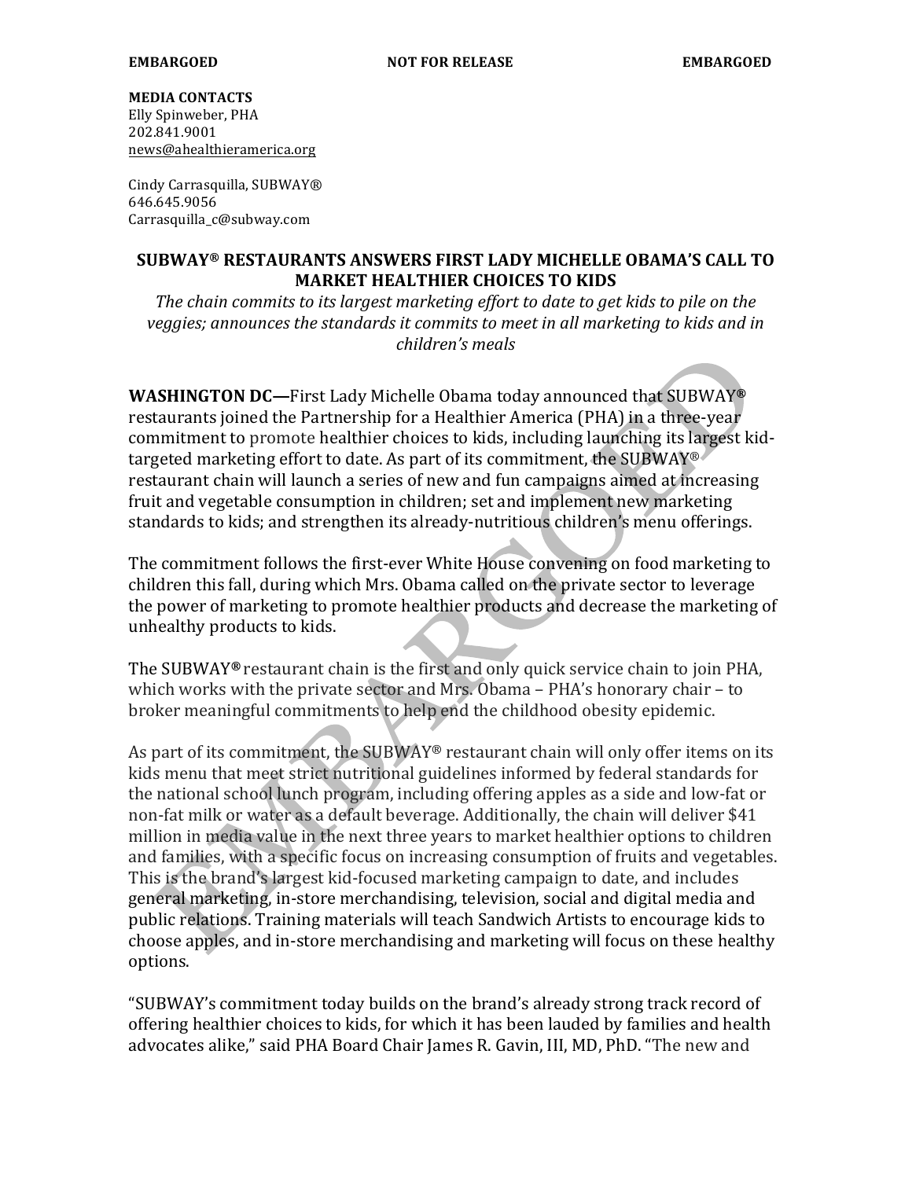**EMBARGOED** **NOT FOR RELEASE** **EMBARGOED**

**MEDIA CONTACTS**
Elly Spinweber, PHA
202.841.9001
news@ahealthieramerica.org

Cindy Carrasquilla, SUBWAY®
646.645.9056
Carrasquilla_c@subway.com

# SUBWAY® RESTAURANTS ANSWERS FIRST LADY MICHELLE OBAMA'S CALL TO MARKET HEALTHIER CHOICES TO KIDS

*The chain commits to its largest marketing effort to date to get kids to pile on the veggies; announces the standards it commits to meet in all marketing to kids and in children's meals*

**WASHINGTON DC—**First Lady Michelle Obama today announced that SUBWAY® restaurants joined the Partnership for a Healthier America (PHA) in a three-year commitment to promote healthier choices to kids, including launching its largest kid-targeted marketing effort to date. As part of its commitment, the SUBWAY® restaurant chain will launch a series of new and fun campaigns aimed at increasing fruit and vegetable consumption in children; set and implement new marketing standards to kids; and strengthen its already-nutritious children's menu offerings.

The commitment follows the first-ever White House convening on food marketing to children this fall, during which Mrs. Obama called on the private sector to leverage the power of marketing to promote healthier products and decrease the marketing of unhealthy products to kids.

The SUBWAY® restaurant chain is the first and only quick service chain to join PHA, which works with the private sector and Mrs. Obama – PHA's honorary chair – to broker meaningful commitments to help end the childhood obesity epidemic.

As part of its commitment, the SUBWAY® restaurant chain will only offer items on its kids menu that meet strict nutritional guidelines informed by federal standards for the national school lunch program, including offering apples as a side and low-fat or non-fat milk or water as a default beverage. Additionally, the chain will deliver $41 million in media value in the next three years to market healthier options to children and families, with a specific focus on increasing consumption of fruits and vegetables. This is the brand's largest kid-focused marketing campaign to date, and includes general marketing, in-store merchandising, television, social and digital media and public relations. Training materials will teach Sandwich Artists to encourage kids to choose apples, and in-store merchandising and marketing will focus on these healthy options.

"SUBWAY's commitment today builds on the brand's already strong track record of offering healthier choices to kids, for which it has been lauded by families and health advocates alike," said PHA Board Chair James R. Gavin, III, MD, PhD. "The new and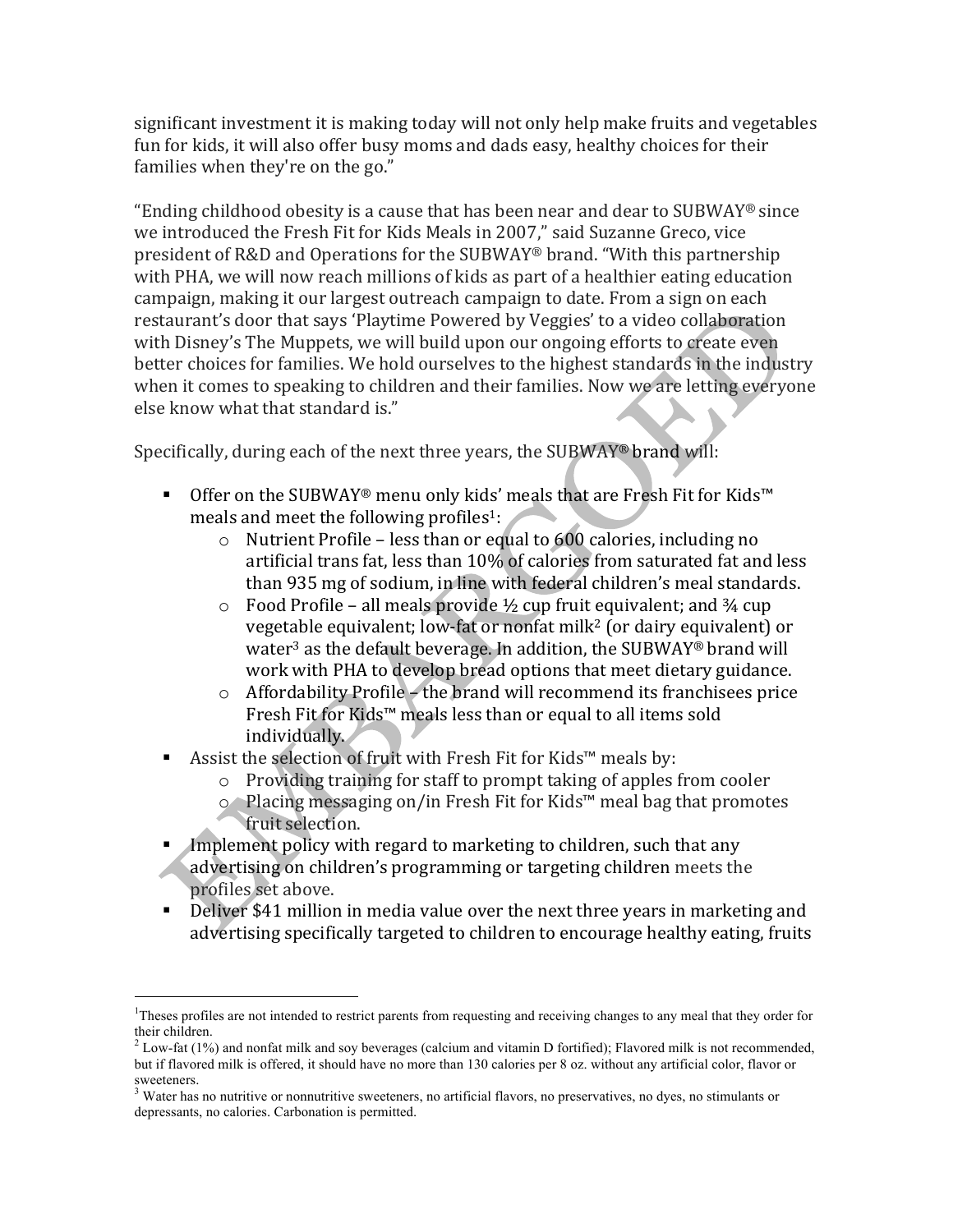significant investment it is making today will not only help make fruits and vegetables fun for kids, it will also offer busy moms and dads easy, healthy choices for their families when they're on the go."

"Ending childhood obesity is a cause that has been near and dear to SUBWAY® since we introduced the Fresh Fit for Kids Meals in 2007," said Suzanne Greco, vice president of R&D and Operations for the SUBWAY® brand. "With this partnership with PHA, we will now reach millions of kids as part of a healthier eating education campaign, making it our largest outreach campaign to date. From a sign on each restaurant's door that says 'Playtime Powered by Veggies' to a video collaboration with Disney's The Muppets, we will build upon our ongoing efforts to create even better choices for families. We hold ourselves to the highest standards in the industry when it comes to speaking to children and their families. Now we are letting everyone else know what that standard is."

Specifically, during each of the next three years, the SUBWAY® brand will:

- Offer on the SUBWAY® menu only kids' meals that are Fresh Fit for Kids™ meals and meet the following profiles[1]:
  - Nutrient Profile – less than or equal to 600 calories, including no artificial trans fat, less than 10% of calories from saturated fat and less than 935 mg of sodium, in line with federal children's meal standards.
  - Food Profile – all meals provide ½ cup fruit equivalent; and ¾ cup vegetable equivalent; low-fat or nonfat milk[2] (or dairy equivalent) or water[3] as the default beverage. In addition, the SUBWAY® brand will work with PHA to develop bread options that meet dietary guidance.
  - Affordability Profile – the brand will recommend its franchisees price Fresh Fit for Kids™ meals less than or equal to all items sold individually.
- Assist the selection of fruit with Fresh Fit for Kids™ meals by:
  - Providing training for staff to prompt taking of apples from cooler
  - Placing messaging on/in Fresh Fit for Kids™ meal bag that promotes fruit selection.
- Implement policy with regard to marketing to children, such that any advertising on children's programming or targeting children meets the profiles set above.
- Deliver $41 million in media value over the next three years in marketing and advertising specifically targeted to children to encourage healthy eating, fruits

---

[1] Theses profiles are not intended to restrict parents from requesting and receiving changes to any meal that they order for their children.

[2] Low-fat (1%) and nonfat milk and soy beverages (calcium and vitamin D fortified); Flavored milk is not recommended, but if flavored milk is offered, it should have no more than 130 calories per 8 oz. without any artificial color, flavor or sweeteners.

[3] Water has no nutritive or nonnutritive sweeteners, no artificial flavors, no preservatives, no dyes, no stimulants or depressants, no calories. Carbonation is permitted.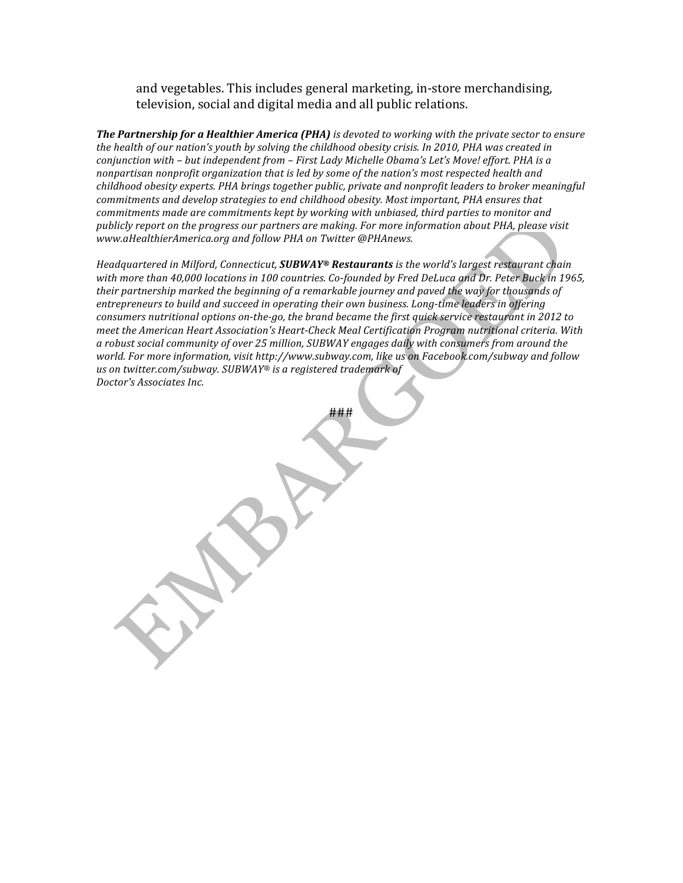and vegetables. This includes general marketing, in-store merchandising, television, social and digital media and all public relations.

***The Partnership for a Healthier America (PHA)*** *is devoted to working with the private sector to ensure the health of our nation's youth by solving the childhood obesity crisis. In 2010, PHA was created in conjunction with – but independent from – First Lady Michelle Obama's Let's Move! effort. PHA is a nonpartisan nonprofit organization that is led by some of the nation's most respected health and childhood obesity experts. PHA brings together public, private and nonprofit leaders to broker meaningful commitments and develop strategies to end childhood obesity. Most important, PHA ensures that commitments made are commitments kept by working with unbiased, third parties to monitor and publicly report on the progress our partners are making. For more information about PHA, please visit www.aHealthierAmerica.org and follow PHA on Twitter @PHAnews.*

*Headquartered in Milford, Connecticut,* ***SUBWAY® Restaurants*** *is the world's largest restaurant chain with more than 40,000 locations in 100 countries. Co-founded by Fred DeLuca and Dr. Peter Buck in 1965, their partnership marked the beginning of a remarkable journey and paved the way for thousands of entrepreneurs to build and succeed in operating their own business. Long-time leaders in offering consumers nutritional options on-the-go, the brand became the first quick service restaurant in 2012 to meet the American Heart Association's Heart-Check Meal Certification Program nutritional criteria. With a robust social community of over 25 million, SUBWAY engages daily with consumers from around the world. For more information, visit http://www.subway.com, like us on Facebook.com/subway and follow us on twitter.com/subway. SUBWAY® is a registered trademark of Doctor's Associates Inc.*

###

EMBARGOED